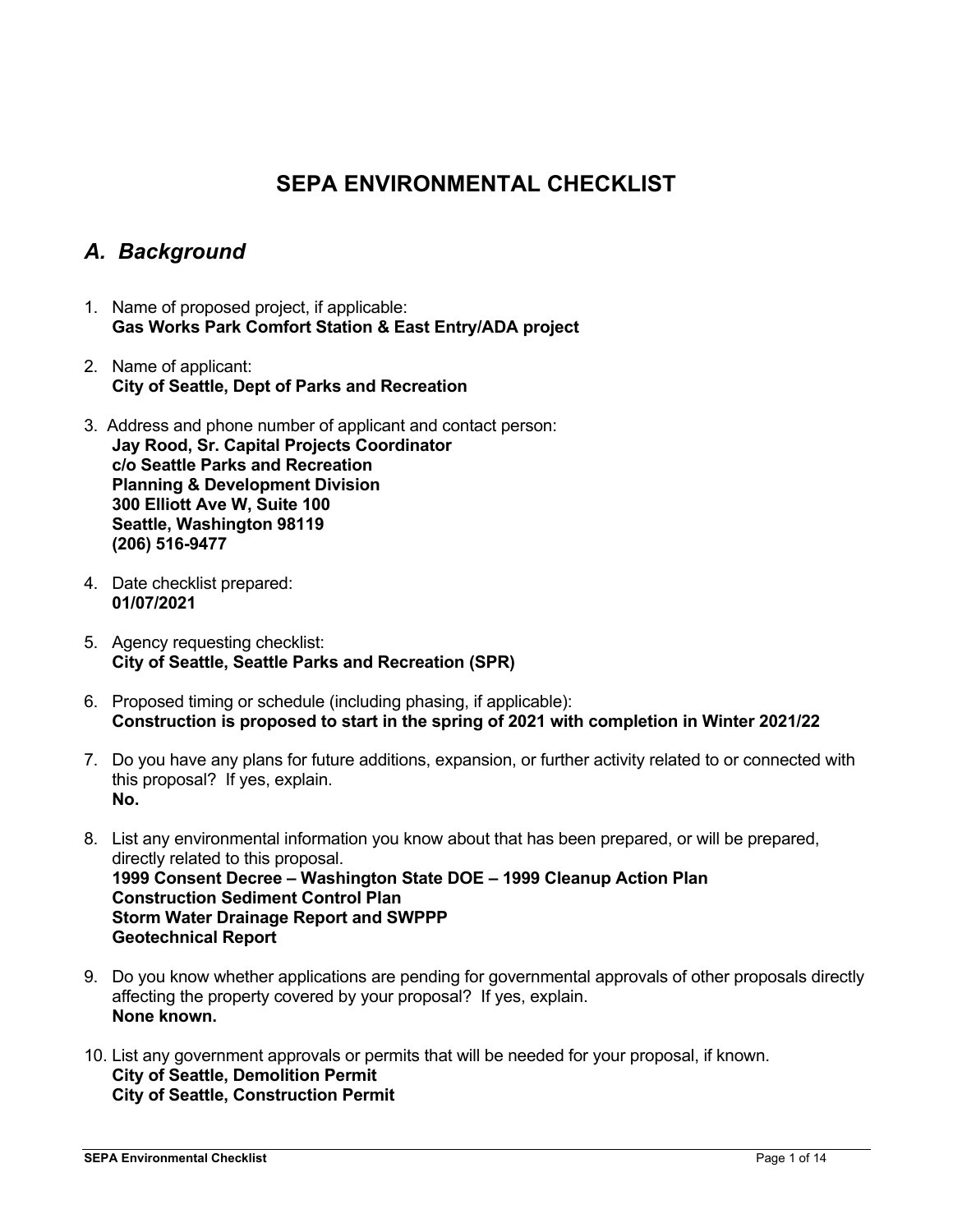# SEPA ENVIRONMENTAL CHECKLIST

## *A. Background*

1. Name of proposed project, if applicable:
   **Gas Works Park Comfort Station & East Entry/ADA project**

2. Name of applicant:
   **City of Seattle, Dept of Parks and Recreation**

3. Address and phone number of applicant and contact person:
   **Jay Rood, Sr. Capital Projects Coordinator**
   **c/o Seattle Parks and Recreation**
   **Planning & Development Division**
   **300 Elliott Ave W, Suite 100**
   **Seattle, Washington 98119**
   **(206) 516-9477**

4. Date checklist prepared:
   **01/07/2021**

5. Agency requesting checklist:
   **City of Seattle, Seattle Parks and Recreation (SPR)**

6. Proposed timing or schedule (including phasing, if applicable):
   **Construction is proposed to start in the spring of 2021 with completion in Winter 2021/22**

7. Do you have any plans for future additions, expansion, or further activity related to or connected with this proposal? If yes, explain.
   **No.**

8. List any environmental information you know about that has been prepared, or will be prepared, directly related to this proposal.
   **1999 Consent Decree – Washington State DOE – 1999 Cleanup Action Plan**
   **Construction Sediment Control Plan**
   **Storm Water Drainage Report and SWPPP**
   **Geotechnical Report**

9. Do you know whether applications are pending for governmental approvals of other proposals directly affecting the property covered by your proposal? If yes, explain.
   **None known.**

10. List any government approvals or permits that will be needed for your proposal, if known.
    **City of Seattle, Demolition Permit**
    **City of Seattle, Construction Permit**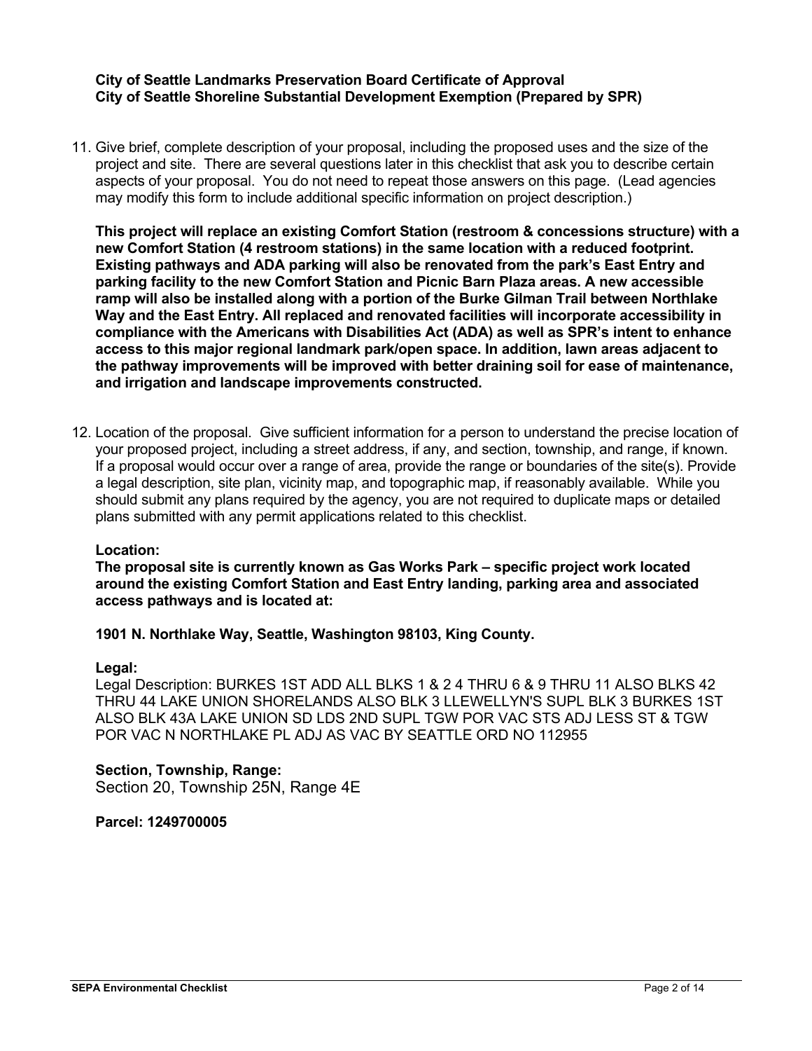**City of Seattle Landmarks Preservation Board Certificate of Approval**
**City of Seattle Shoreline Substantial Development Exemption (Prepared by SPR)**

11. Give brief, complete description of your proposal, including the proposed uses and the size of the project and site. There are several questions later in this checklist that ask you to describe certain aspects of your proposal. You do not need to repeat those answers on this page. (Lead agencies may modify this form to include additional specific information on project description.)

    **This project will replace an existing Comfort Station (restroom & concessions structure) with a new Comfort Station (4 restroom stations) in the same location with a reduced footprint. Existing pathways and ADA parking will also be renovated from the park's East Entry and parking facility to the new Comfort Station and Picnic Barn Plaza areas. A new accessible ramp will also be installed along with a portion of the Burke Gilman Trail between Northlake Way and the East Entry. All replaced and renovated facilities will incorporate accessibility in compliance with the Americans with Disabilities Act (ADA) as well as SPR's intent to enhance access to this major regional landmark park/open space. In addition, lawn areas adjacent to the pathway improvements will be improved with better draining soil for ease of maintenance, and irrigation and landscape improvements constructed.**

12. Location of the proposal. Give sufficient information for a person to understand the precise location of your proposed project, including a street address, if any, and section, township, and range, if known. If a proposal would occur over a range of area, provide the range or boundaries of the site(s). Provide a legal description, site plan, vicinity map, and topographic map, if reasonably available. While you should submit any plans required by the agency, you are not required to duplicate maps or detailed plans submitted with any permit applications related to this checklist.

    **Location:**
    **The proposal site is currently known as Gas Works Park – specific project work located around the existing Comfort Station and East Entry landing, parking area and associated access pathways and is located at:**

    **1901 N. Northlake Way, Seattle, Washington 98103, King County.**

    **Legal:**
    Legal Description: BURKES 1ST ADD ALL BLKS 1 & 2 4 THRU 6 & 9 THRU 11 ALSO BLKS 42 THRU 44 LAKE UNION SHORELANDS ALSO BLK 3 LLEWELLYN'S SUPL BLK 3 BURKES 1ST ALSO BLK 43A LAKE UNION SD LDS 2ND SUPL TGW POR VAC STS ADJ LESS ST & TGW POR VAC N NORTHLAKE PL ADJ AS VAC BY SEATTLE ORD NO 112955

    **Section, Township, Range:**
    Section 20, Township 25N, Range 4E

    **Parcel: 1249700005**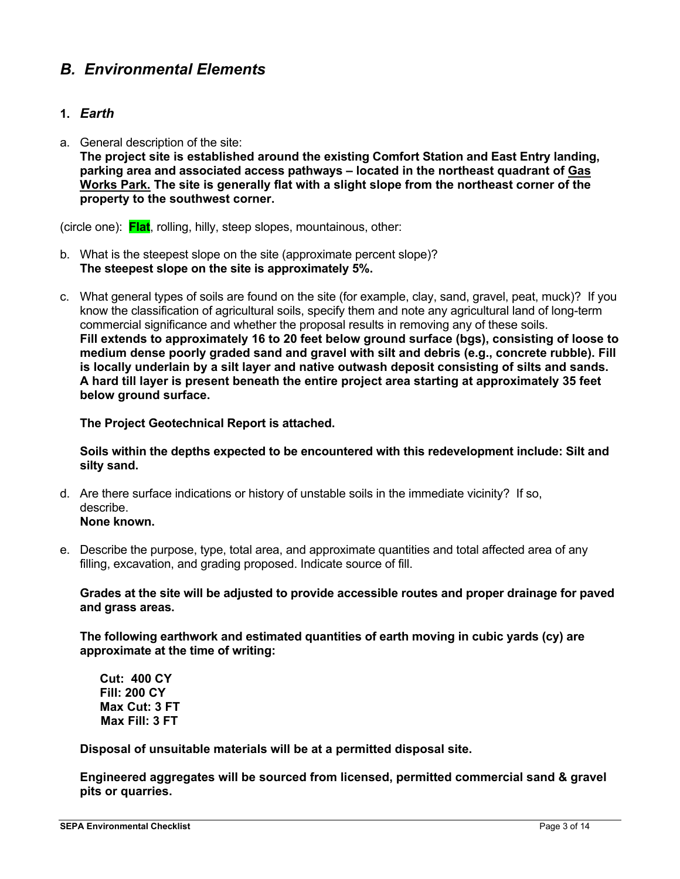## *B. Environmental Elements*

### 1. *Earth*

a. General description of the site:
**The project site is established around the existing Comfort Station and East Entry landing, parking area and associated access pathways – located in the northeast quadrant of Gas Works Park. The site is generally flat with a slight slope from the northeast corner of the property to the southwest corner.**

(circle one): **Flat**, rolling, hilly, steep slopes, mountainous, other:

b. What is the steepest slope on the site (approximate percent slope)?
**The steepest slope on the site is approximately 5%.**

c. What general types of soils are found on the site (for example, clay, sand, gravel, peat, muck)? If you know the classification of agricultural soils, specify them and note any agricultural land of long-term commercial significance and whether the proposal results in removing any of these soils.
**Fill extends to approximately 16 to 20 feet below ground surface (bgs), consisting of loose to medium dense poorly graded sand and gravel with silt and debris (e.g., concrete rubble). Fill is locally underlain by a silt layer and native outwash deposit consisting of silts and sands. A hard till layer is present beneath the entire project area starting at approximately 35 feet below ground surface.**

**The Project Geotechnical Report is attached.**

**Soils within the depths expected to be encountered with this redevelopment include: Silt and silty sand.**

d. Are there surface indications or history of unstable soils in the immediate vicinity? If so, describe.
**None known.**

e. Describe the purpose, type, total area, and approximate quantities and total affected area of any filling, excavation, and grading proposed. Indicate source of fill.

**Grades at the site will be adjusted to provide accessible routes and proper drainage for paved and grass areas.**

**The following earthwork and estimated quantities of earth moving in cubic yards (cy) are approximate at the time of writing:**

**Cut: 400 CY**
**Fill: 200 CY**
**Max Cut: 3 FT**
**Max Fill: 3 FT**

**Disposal of unsuitable materials will be at a permitted disposal site.**

**Engineered aggregates will be sourced from licensed, permitted commercial sand & gravel pits or quarries.**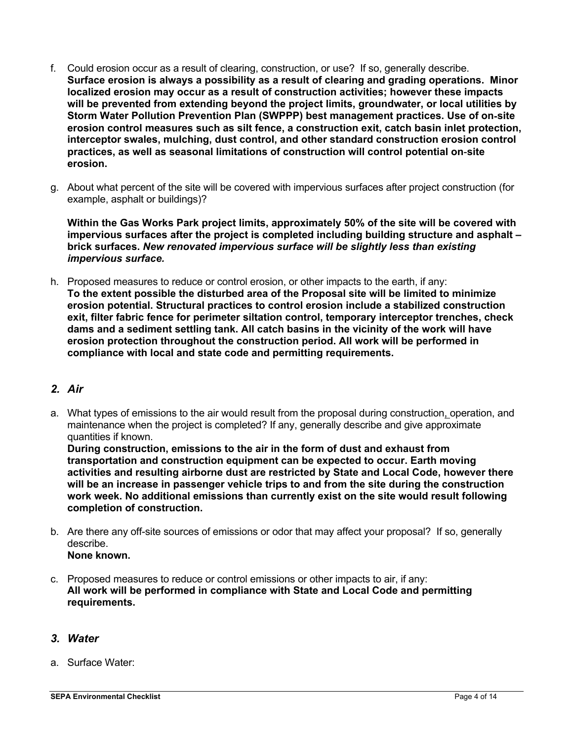f. Could erosion occur as a result of clearing, construction, or use? If so, generally describe.
**Surface erosion is always a possibility as a result of clearing and grading operations. Minor localized erosion may occur as a result of construction activities; however these impacts will be prevented from extending beyond the project limits, groundwater, or local utilities by Storm Water Pollution Prevention Plan (SWPPP) best management practices. Use of on-site erosion control measures such as silt fence, a construction exit, catch basin inlet protection, interceptor swales, mulching, dust control, and other standard construction erosion control practices, as well as seasonal limitations of construction will control potential on-site erosion.**

g. About what percent of the site will be covered with impervious surfaces after project construction (for example, asphalt or buildings)?

**Within the Gas Works Park project limits, approximately 50% of the site will be covered with impervious surfaces after the project is completed including building structure and asphalt – brick surfaces.** ***New renovated impervious surface will be slightly less than existing impervious surface.***

h. Proposed measures to reduce or control erosion, or other impacts to the earth, if any:
**To the extent possible the disturbed area of the Proposal site will be limited to minimize erosion potential. Structural practices to control erosion include a stabilized construction exit, filter fabric fence for perimeter siltation control, temporary interceptor trenches, check dams and a sediment settling tank. All catch basins in the vicinity of the work will have erosion protection throughout the construction period. All work will be performed in compliance with local and state code and permitting requirements.**

## *2. Air*

a. What types of emissions to the air would result from the proposal during construction, operation, and maintenance when the project is completed? If any, generally describe and give approximate quantities if known.
**During construction, emissions to the air in the form of dust and exhaust from transportation and construction equipment can be expected to occur. Earth moving activities and resulting airborne dust are restricted by State and Local Code, however there will be an increase in passenger vehicle trips to and from the site during the construction work week. No additional emissions than currently exist on the site would result following completion of construction.**

b. Are there any off-site sources of emissions or odor that may affect your proposal? If so, generally describe.
**None known.**

c. Proposed measures to reduce or control emissions or other impacts to air, if any:
**All work will be performed in compliance with State and Local Code and permitting requirements.**

## *3. Water*

a. Surface Water: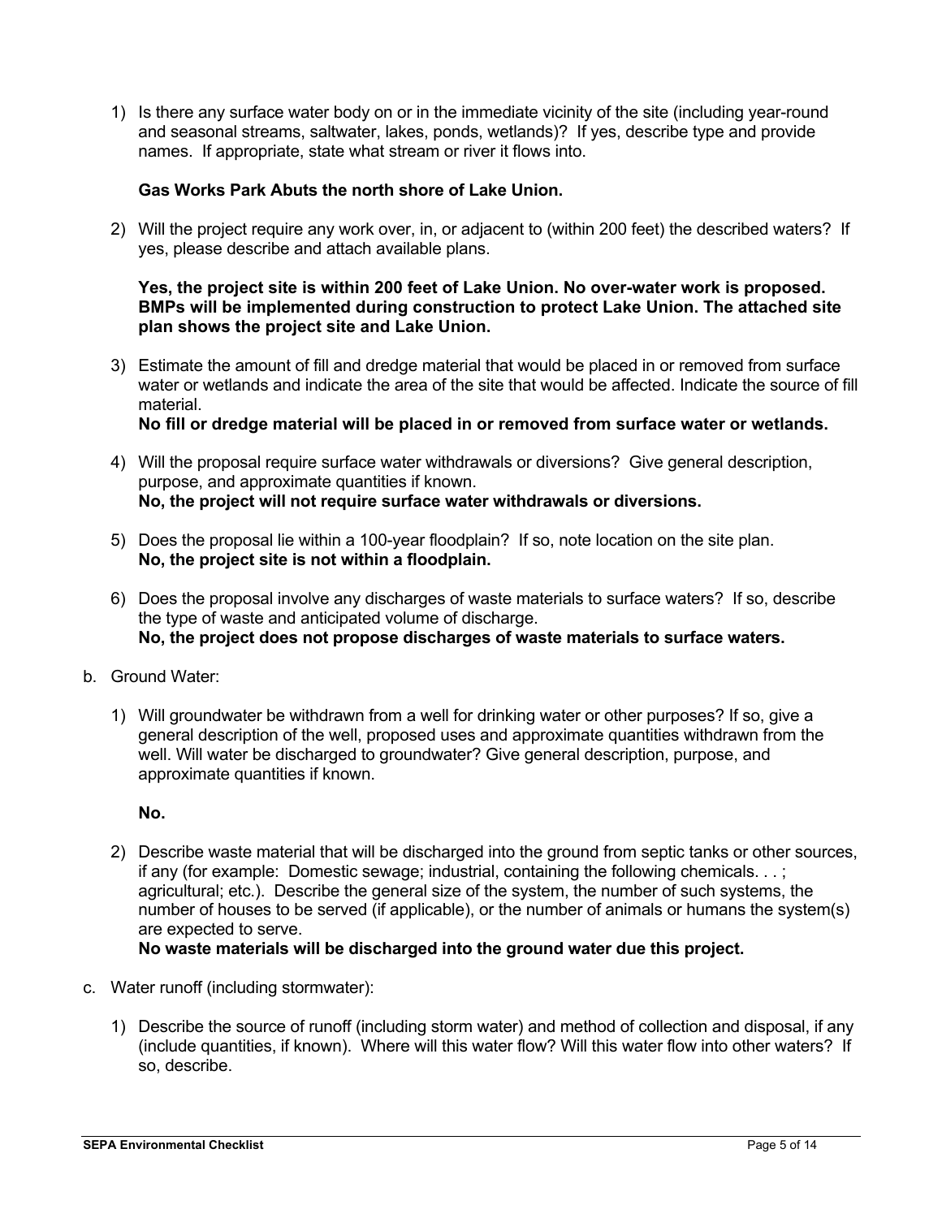1) Is there any surface water body on or in the immediate vicinity of the site (including year-round and seasonal streams, saltwater, lakes, ponds, wetlands)? If yes, describe type and provide names. If appropriate, state what stream or river it flows into.

   **Gas Works Park Abuts the north shore of Lake Union.**

2) Will the project require any work over, in, or adjacent to (within 200 feet) the described waters? If yes, please describe and attach available plans.

   **Yes, the project site is within 200 feet of Lake Union. No over-water work is proposed. BMPs will be implemented during construction to protect Lake Union. The attached site plan shows the project site and Lake Union.**

3) Estimate the amount of fill and dredge material that would be placed in or removed from surface water or wetlands and indicate the area of the site that would be affected. Indicate the source of fill material.
   **No fill or dredge material will be placed in or removed from surface water or wetlands.**

4) Will the proposal require surface water withdrawals or diversions? Give general description, purpose, and approximate quantities if known.
   **No, the project will not require surface water withdrawals or diversions.**

5) Does the proposal lie within a 100-year floodplain? If so, note location on the site plan.
   **No, the project site is not within a floodplain.**

6) Does the proposal involve any discharges of waste materials to surface waters? If so, describe the type of waste and anticipated volume of discharge.
   **No, the project does not propose discharges of waste materials to surface waters.**

b. Ground Water:

1) Will groundwater be withdrawn from a well for drinking water or other purposes? If so, give a general description of the well, proposed uses and approximate quantities withdrawn from the well. Will water be discharged to groundwater? Give general description, purpose, and approximate quantities if known.

   **No.**

2) Describe waste material that will be discharged into the ground from septic tanks or other sources, if any (for example: Domestic sewage; industrial, containing the following chemicals. . . ; agricultural; etc.). Describe the general size of the system, the number of such systems, the number of houses to be served (if applicable), or the number of animals or humans the system(s) are expected to serve.
   **No waste materials will be discharged into the ground water due this project.**

c. Water runoff (including stormwater):

1) Describe the source of runoff (including storm water) and method of collection and disposal, if any (include quantities, if known). Where will this water flow? Will this water flow into other waters? If so, describe.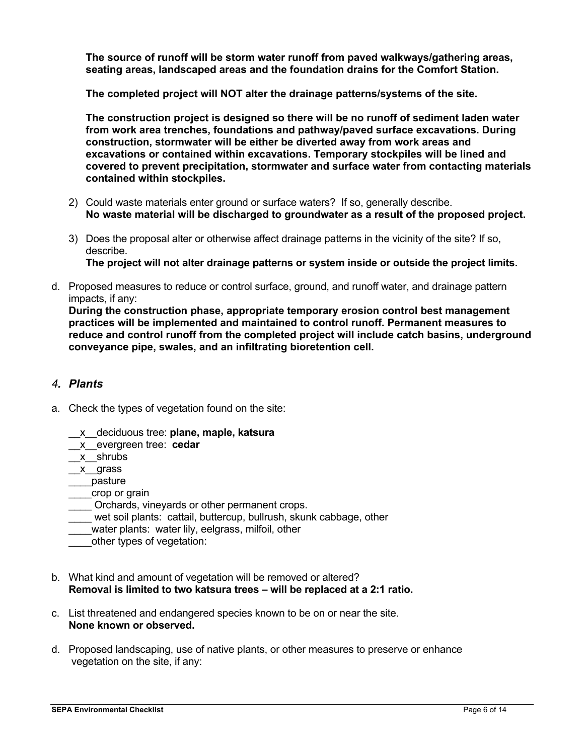**The source of runoff will be storm water runoff from paved walkways/gathering areas, seating areas, landscaped areas and the foundation drains for the Comfort Station.**

**The completed project will NOT alter the drainage patterns/systems of the site.**

**The construction project is designed so there will be no runoff of sediment laden water from work area trenches, foundations and pathway/paved surface excavations. During construction, stormwater will be either be diverted away from work areas and excavations or contained within excavations. Temporary stockpiles will be lined and covered to prevent precipitation, stormwater and surface water from contacting materials contained within stockpiles.**

2) Could waste materials enter ground or surface waters? If so, generally describe.
**No waste material will be discharged to groundwater as a result of the proposed project.**

3) Does the proposal alter or otherwise affect drainage patterns in the vicinity of the site? If so, describe.
**The project will not alter drainage patterns or system inside or outside the project limits.**

d. Proposed measures to reduce or control surface, ground, and runoff water, and drainage pattern impacts, if any:
**During the construction phase, appropriate temporary erosion control best management practices will be implemented and maintained to control runoff. Permanent measures to reduce and control runoff from the completed project will include catch basins, underground conveyance pipe, swales, and an infiltrating bioretention cell.**

### *4. Plants*

a. Check the types of vegetation found on the site:

__x__deciduous tree: **plane, maple, katsura**
__x__evergreen tree: **cedar**
__x__shrubs
__x__grass
____pasture
____crop or grain
____ Orchards, vineyards or other permanent crops.
____ wet soil plants: cattail, buttercup, bullrush, skunk cabbage, other
____water plants: water lily, eelgrass, milfoil, other
____other types of vegetation:

b. What kind and amount of vegetation will be removed or altered?
**Removal is limited to two katsura trees – will be replaced at a 2:1 ratio.**

c. List threatened and endangered species known to be on or near the site.
**None known or observed.**

d. Proposed landscaping, use of native plants, or other measures to preserve or enhance vegetation on the site, if any: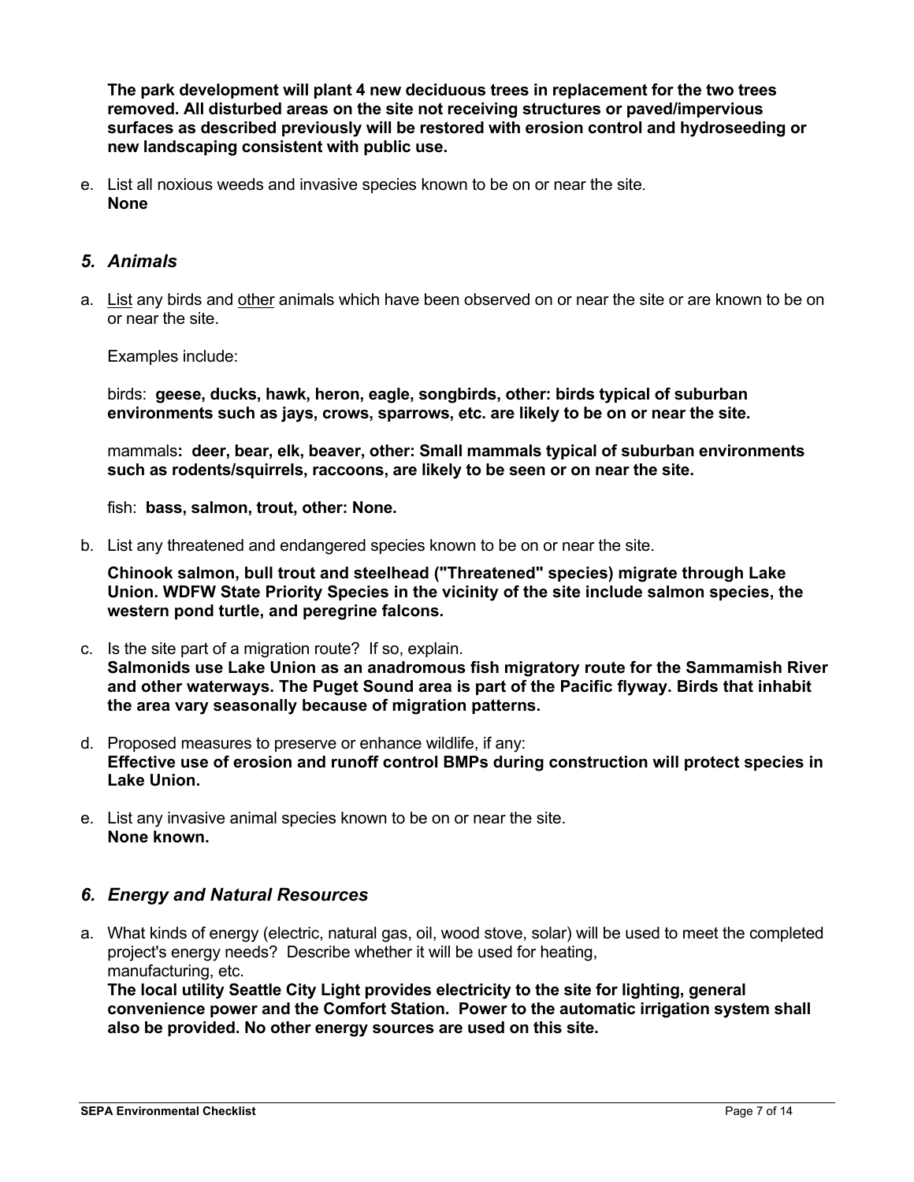**The park development will plant 4 new deciduous trees in replacement for the two trees removed. All disturbed areas on the site not receiving structures or paved/impervious surfaces as described previously will be restored with erosion control and hydroseeding or new landscaping consistent with public use.**

e. List all noxious weeds and invasive species known to be on or near the site.
**None**

## *5. Animals*

a. List any birds and other animals which have been observed on or near the site or are known to be on or near the site.

Examples include:

birds: **geese, ducks, hawk, heron, eagle, songbirds, other: birds typical of suburban environments such as jays, crows, sparrows, etc. are likely to be on or near the site.**

mammals**: deer, bear, elk, beaver, other: Small mammals typical of suburban environments such as rodents/squirrels, raccoons, are likely to be seen or on near the site.**

fish: **bass, salmon, trout, other: None.**

b. List any threatened and endangered species known to be on or near the site.

**Chinook salmon, bull trout and steelhead ("Threatened" species) migrate through Lake Union. WDFW State Priority Species in the vicinity of the site include salmon species, the western pond turtle, and peregrine falcons.**

c. Is the site part of a migration route? If so, explain.
**Salmonids use Lake Union as an anadromous fish migratory route for the Sammamish River and other waterways. The Puget Sound area is part of the Pacific flyway. Birds that inhabit the area vary seasonally because of migration patterns.**

d. Proposed measures to preserve or enhance wildlife, if any:
**Effective use of erosion and runoff control BMPs during construction will protect species in Lake Union.**

e. List any invasive animal species known to be on or near the site.
**None known.**

## *6. Energy and Natural Resources*

a. What kinds of energy (electric, natural gas, oil, wood stove, solar) will be used to meet the completed project's energy needs? Describe whether it will be used for heating, manufacturing, etc.
**The local utility Seattle City Light provides electricity to the site for lighting, general convenience power and the Comfort Station. Power to the automatic irrigation system shall also be provided. No other energy sources are used on this site.**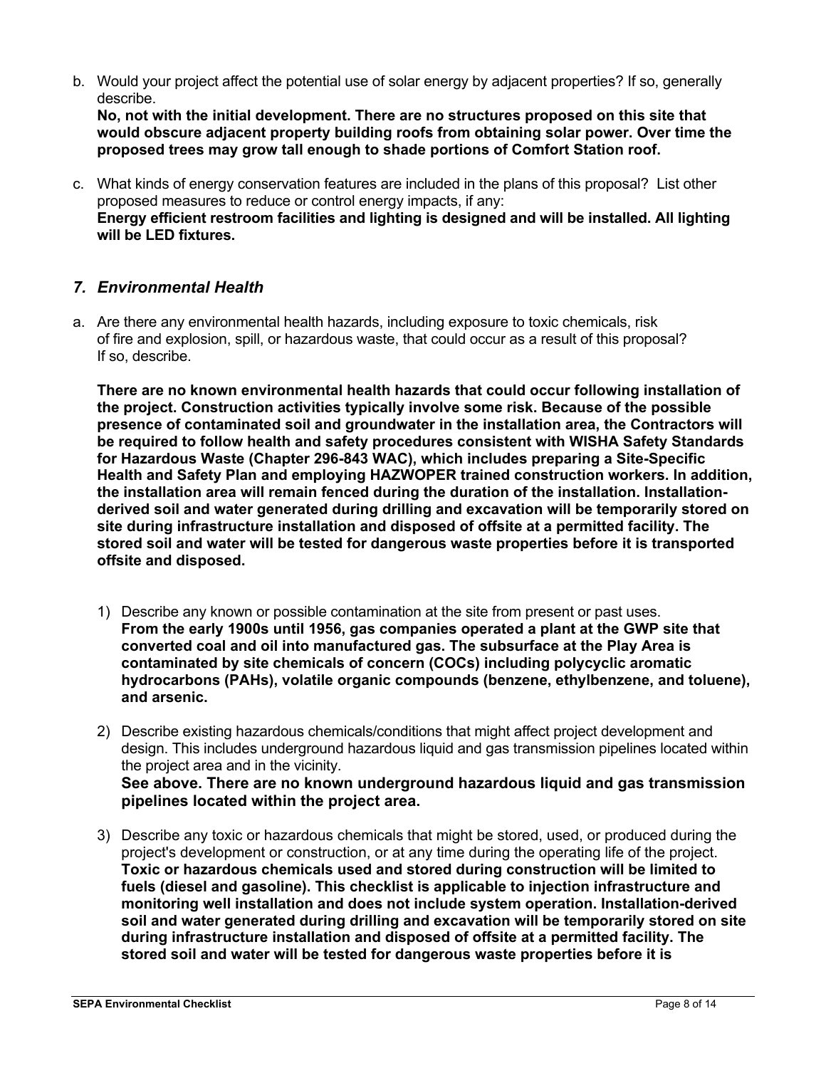b. Would your project affect the potential use of solar energy by adjacent properties? If so, generally describe.
**No, not with the initial development. There are no structures proposed on this site that would obscure adjacent property building roofs from obtaining solar power. Over time the proposed trees may grow tall enough to shade portions of Comfort Station roof.**

c. What kinds of energy conservation features are included in the plans of this proposal? List other proposed measures to reduce or control energy impacts, if any:
**Energy efficient restroom facilities and lighting is designed and will be installed. All lighting will be LED fixtures.**

## *7. Environmental Health*

a. Are there any environmental health hazards, including exposure to toxic chemicals, risk of fire and explosion, spill, or hazardous waste, that could occur as a result of this proposal? If so, describe.

**There are no known environmental health hazards that could occur following installation of the project. Construction activities typically involve some risk. Because of the possible presence of contaminated soil and groundwater in the installation area, the Contractors will be required to follow health and safety procedures consistent with WISHA Safety Standards for Hazardous Waste (Chapter 296-843 WAC), which includes preparing a Site-Specific Health and Safety Plan and employing HAZWOPER trained construction workers. In addition, the installation area will remain fenced during the duration of the installation. Installation-derived soil and water generated during drilling and excavation will be temporarily stored on site during infrastructure installation and disposed of offsite at a permitted facility. The stored soil and water will be tested for dangerous waste properties before it is transported offsite and disposed.**

1) Describe any known or possible contamination at the site from present or past uses.
**From the early 1900s until 1956, gas companies operated a plant at the GWP site that converted coal and oil into manufactured gas. The subsurface at the Play Area is contaminated by site chemicals of concern (COCs) including polycyclic aromatic hydrocarbons (PAHs), volatile organic compounds (benzene, ethylbenzene, and toluene), and arsenic.**

2) Describe existing hazardous chemicals/conditions that might affect project development and design. This includes underground hazardous liquid and gas transmission pipelines located within the project area and in the vicinity.
**See above. There are no known underground hazardous liquid and gas transmission pipelines located within the project area.**

3) Describe any toxic or hazardous chemicals that might be stored, used, or produced during the project's development or construction, or at any time during the operating life of the project.
**Toxic or hazardous chemicals used and stored during construction will be limited to fuels (diesel and gasoline). This checklist is applicable to injection infrastructure and monitoring well installation and does not include system operation. Installation-derived soil and water generated during drilling and excavation will be temporarily stored on site during infrastructure installation and disposed of offsite at a permitted facility. The stored soil and water will be tested for dangerous waste properties before it is**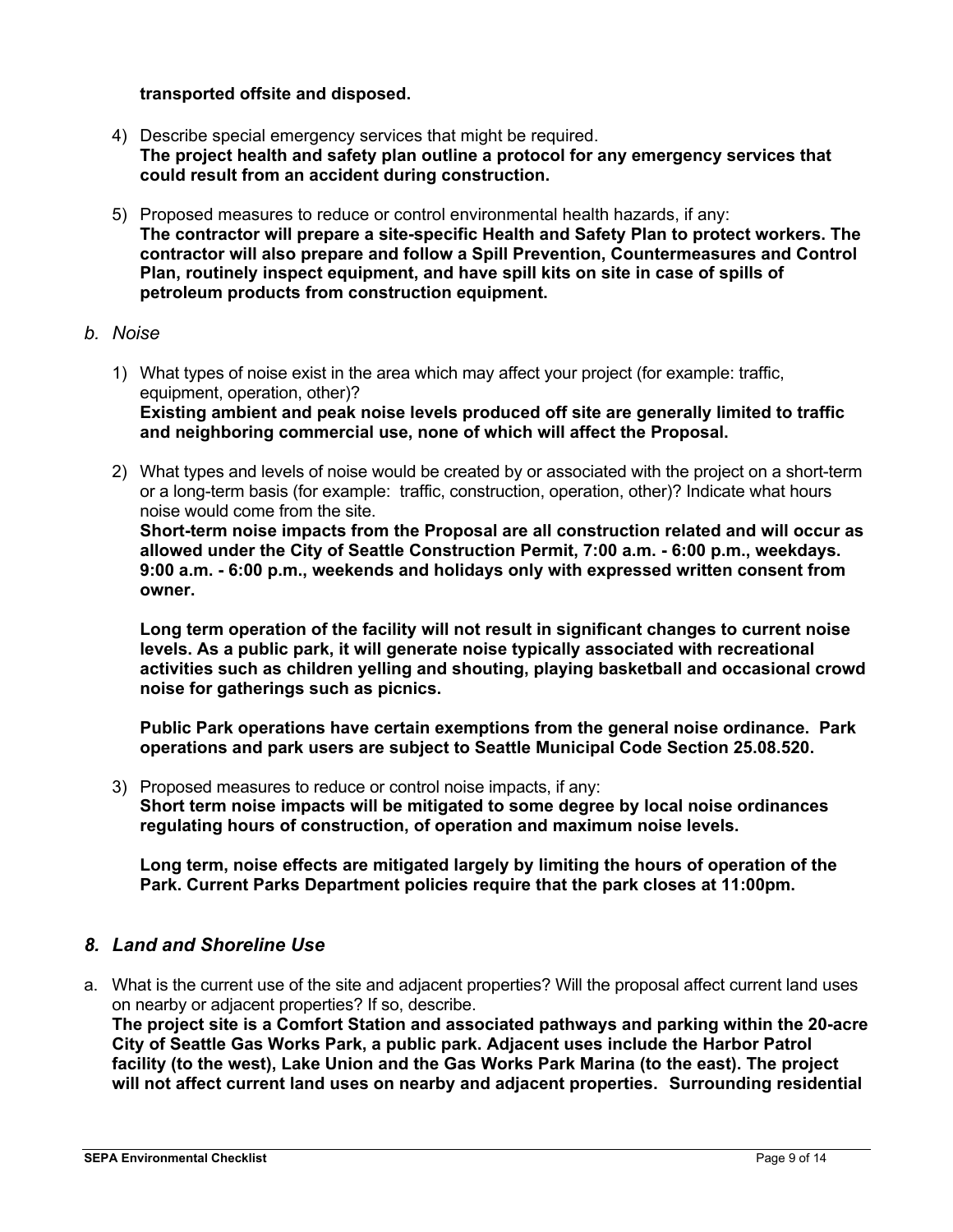**transported offsite and disposed.**

4) Describe special emergency services that might be required.
**The project health and safety plan outline a protocol for any emergency services that could result from an accident during construction.**

5) Proposed measures to reduce or control environmental health hazards, if any:
**The contractor will prepare a site-specific Health and Safety Plan to protect workers. The contractor will also prepare and follow a Spill Prevention, Countermeasures and Control Plan, routinely inspect equipment, and have spill kits on site in case of spills of petroleum products from construction equipment.**

*b. Noise*

1) What types of noise exist in the area which may affect your project (for example: traffic, equipment, operation, other)?
**Existing ambient and peak noise levels produced off site are generally limited to traffic and neighboring commercial use, none of which will affect the Proposal.**

2) What types and levels of noise would be created by or associated with the project on a short-term or a long-term basis (for example: traffic, construction, operation, other)? Indicate what hours noise would come from the site.
**Short-term noise impacts from the Proposal are all construction related and will occur as allowed under the City of Seattle Construction Permit, 7:00 a.m. - 6:00 p.m., weekdays. 9:00 a.m. - 6:00 p.m., weekends and holidays only with expressed written consent from owner.**

**Long term operation of the facility will not result in significant changes to current noise levels. As a public park, it will generate noise typically associated with recreational activities such as children yelling and shouting, playing basketball and occasional crowd noise for gatherings such as picnics.**

**Public Park operations have certain exemptions from the general noise ordinance. Park operations and park users are subject to Seattle Municipal Code Section 25.08.520.**

3) Proposed measures to reduce or control noise impacts, if any:
**Short term noise impacts will be mitigated to some degree by local noise ordinances regulating hours of construction, of operation and maximum noise levels.**

**Long term, noise effects are mitigated largely by limiting the hours of operation of the Park. Current Parks Department policies require that the park closes at 11:00pm.**

## *8. Land and Shoreline Use*

a. What is the current use of the site and adjacent properties? Will the proposal affect current land uses on nearby or adjacent properties? If so, describe.
**The project site is a Comfort Station and associated pathways and parking within the 20-acre City of Seattle Gas Works Park, a public park. Adjacent uses include the Harbor Patrol facility (to the west), Lake Union and the Gas Works Park Marina (to the east). The project will not affect current land uses on nearby and adjacent properties. Surrounding residential**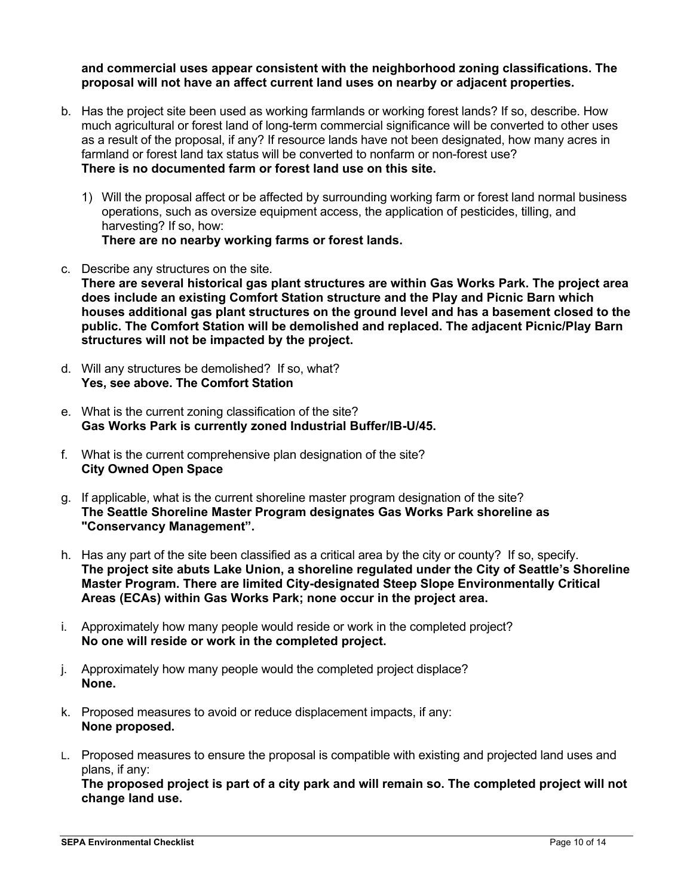**and commercial uses appear consistent with the neighborhood zoning classifications. The proposal will not have an affect current land uses on nearby or adjacent properties.**

b. Has the project site been used as working farmlands or working forest lands? If so, describe. How much agricultural or forest land of long-term commercial significance will be converted to other uses as a result of the proposal, if any? If resource lands have not been designated, how many acres in farmland or forest land tax status will be converted to nonfarm or non-forest use?
**There is no documented farm or forest land use on this site.**

   1) Will the proposal affect or be affected by surrounding working farm or forest land normal business operations, such as oversize equipment access, the application of pesticides, tilling, and harvesting? If so, how:
   **There are no nearby working farms or forest lands.**

c. Describe any structures on the site.
**There are several historical gas plant structures are within Gas Works Park. The project area does include an existing Comfort Station structure and the Play and Picnic Barn which houses additional gas plant structures on the ground level and has a basement closed to the public. The Comfort Station will be demolished and replaced. The adjacent Picnic/Play Barn structures will not be impacted by the project.**

d. Will any structures be demolished? If so, what?
**Yes, see above. The Comfort Station**

e. What is the current zoning classification of the site?
**Gas Works Park is currently zoned Industrial Buffer/IB-U/45.**

f. What is the current comprehensive plan designation of the site?
**City Owned Open Space**

g. If applicable, what is the current shoreline master program designation of the site?
**The Seattle Shoreline Master Program designates Gas Works Park shoreline as "Conservancy Management".**

h. Has any part of the site been classified as a critical area by the city or county? If so, specify.
**The project site abuts Lake Union, a shoreline regulated under the City of Seattle's Shoreline Master Program. There are limited City-designated Steep Slope Environmentally Critical Areas (ECAs) within Gas Works Park; none occur in the project area.**

i. Approximately how many people would reside or work in the completed project?
**No one will reside or work in the completed project.**

j. Approximately how many people would the completed project displace?
**None.**

k. Proposed measures to avoid or reduce displacement impacts, if any:
**None proposed.**

L. Proposed measures to ensure the proposal is compatible with existing and projected land uses and plans, if any:
**The proposed project is part of a city park and will remain so. The completed project will not change land use.**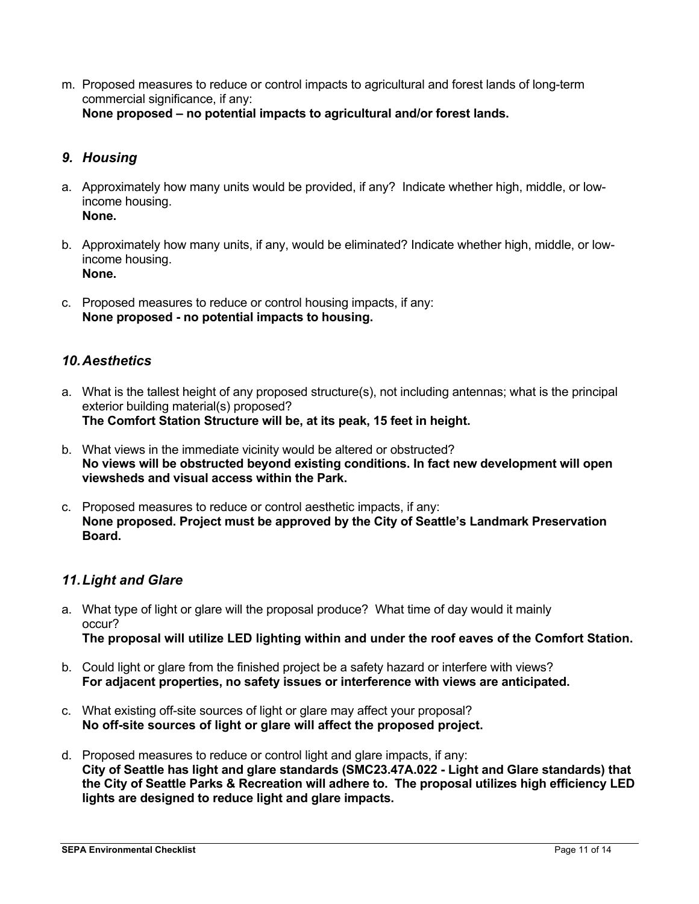m. Proposed measures to reduce or control impacts to agricultural and forest lands of long-term commercial significance, if any:
   **None proposed – no potential impacts to agricultural and/or forest lands.**

## *9. Housing*

a. Approximately how many units would be provided, if any? Indicate whether high, middle, or low-income housing.
   **None.**

b. Approximately how many units, if any, would be eliminated? Indicate whether high, middle, or low-income housing.
   **None.**

c. Proposed measures to reduce or control housing impacts, if any:
   **None proposed - no potential impacts to housing.**

## *10. Aesthetics*

a. What is the tallest height of any proposed structure(s), not including antennas; what is the principal exterior building material(s) proposed?
   **The Comfort Station Structure will be, at its peak, 15 feet in height.**

b. What views in the immediate vicinity would be altered or obstructed?
   **No views will be obstructed beyond existing conditions. In fact new development will open viewsheds and visual access within the Park.**

c. Proposed measures to reduce or control aesthetic impacts, if any:
   **None proposed. Project must be approved by the City of Seattle's Landmark Preservation Board.**

## *11. Light and Glare*

a. What type of light or glare will the proposal produce? What time of day would it mainly occur?
   **The proposal will utilize LED lighting within and under the roof eaves of the Comfort Station.**

b. Could light or glare from the finished project be a safety hazard or interfere with views?
   **For adjacent properties, no safety issues or interference with views are anticipated.**

c. What existing off-site sources of light or glare may affect your proposal?
   **No off-site sources of light or glare will affect the proposed project.**

d. Proposed measures to reduce or control light and glare impacts, if any:
   **City of Seattle has light and glare standards (SMC23.47A.022 - Light and Glare standards) that the City of Seattle Parks & Recreation will adhere to. The proposal utilizes high efficiency LED lights are designed to reduce light and glare impacts.**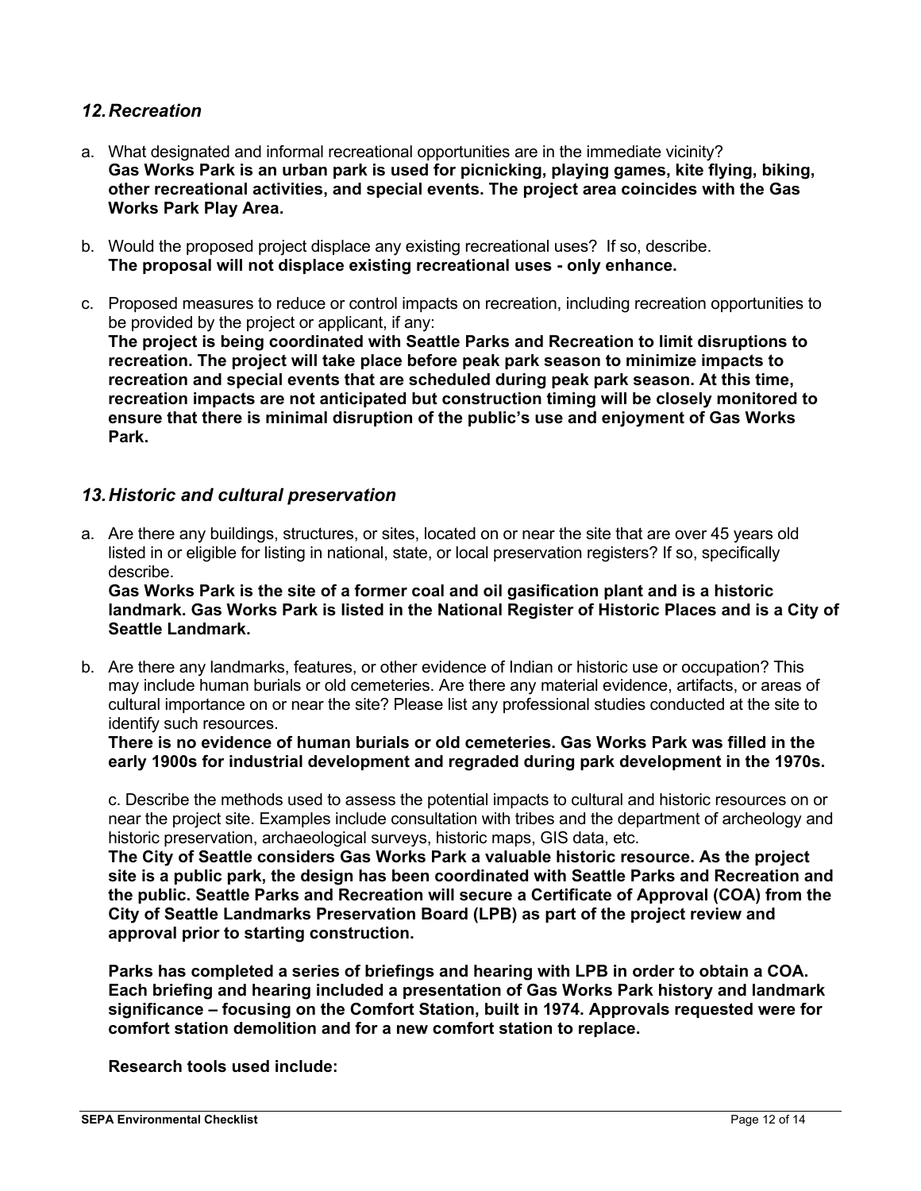## *12. Recreation*

a. What designated and informal recreational opportunities are in the immediate vicinity?
**Gas Works Park is an urban park is used for picnicking, playing games, kite flying, biking, other recreational activities, and special events. The project area coincides with the Gas Works Park Play Area.**

b. Would the proposed project displace any existing recreational uses? If so, describe.
**The proposal will not displace existing recreational uses - only enhance.**

c. Proposed measures to reduce or control impacts on recreation, including recreation opportunities to be provided by the project or applicant, if any:
**The project is being coordinated with Seattle Parks and Recreation to limit disruptions to recreation. The project will take place before peak park season to minimize impacts to recreation and special events that are scheduled during peak park season. At this time, recreation impacts are not anticipated but construction timing will be closely monitored to ensure that there is minimal disruption of the public's use and enjoyment of Gas Works Park.**

## *13. Historic and cultural preservation*

a. Are there any buildings, structures, or sites, located on or near the site that are over 45 years old listed in or eligible for listing in national, state, or local preservation registers? If so, specifically describe.
**Gas Works Park is the site of a former coal and oil gasification plant and is a historic landmark. Gas Works Park is listed in the National Register of Historic Places and is a City of Seattle Landmark.**

b. Are there any landmarks, features, or other evidence of Indian or historic use or occupation? This may include human burials or old cemeteries. Are there any material evidence, artifacts, or areas of cultural importance on or near the site? Please list any professional studies conducted at the site to identify such resources.
**There is no evidence of human burials or old cemeteries. Gas Works Park was filled in the early 1900s for industrial development and regraded during park development in the 1970s.**

c. Describe the methods used to assess the potential impacts to cultural and historic resources on or near the project site. Examples include consultation with tribes and the department of archeology and historic preservation, archaeological surveys, historic maps, GIS data, etc.
**The City of Seattle considers Gas Works Park a valuable historic resource. As the project site is a public park, the design has been coordinated with Seattle Parks and Recreation and the public. Seattle Parks and Recreation will secure a Certificate of Approval (COA) from the City of Seattle Landmarks Preservation Board (LPB) as part of the project review and approval prior to starting construction.**

**Parks has completed a series of briefings and hearing with LPB in order to obtain a COA. Each briefing and hearing included a presentation of Gas Works Park history and landmark significance – focusing on the Comfort Station, built in 1974. Approvals requested were for comfort station demolition and for a new comfort station to replace.**

**Research tools used include:**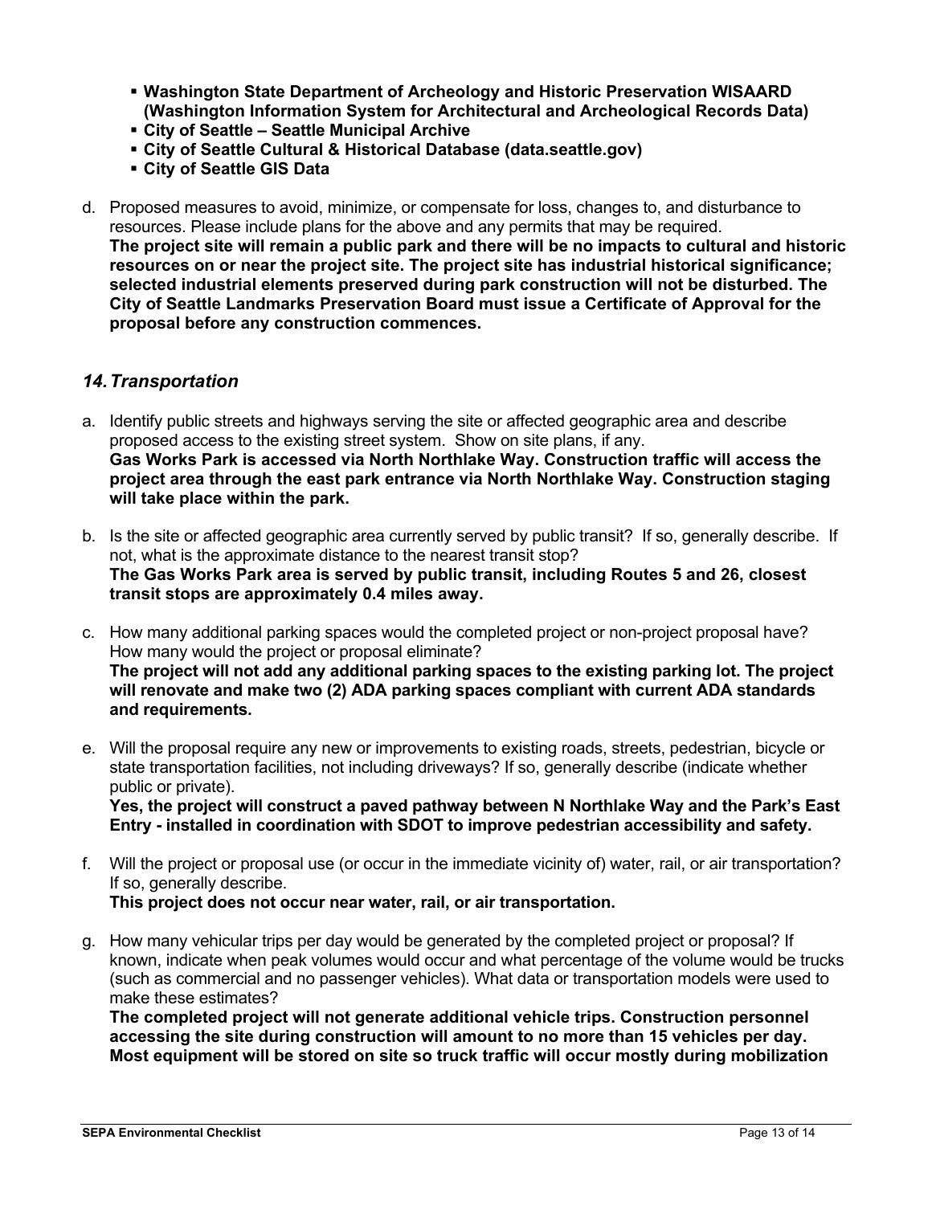- **Washington State Department of Archeology and Historic Preservation WISAARD (Washington Information System for Architectural and Archeological Records Data)**
- **City of Seattle – Seattle Municipal Archive**
- **City of Seattle Cultural & Historical Database (data.seattle.gov)**
- **City of Seattle GIS Data**

d. Proposed measures to avoid, minimize, or compensate for loss, changes to, and disturbance to resources. Please include plans for the above and any permits that may be required.
**The project site will remain a public park and there will be no impacts to cultural and historic resources on or near the project site. The project site has industrial historical significance; selected industrial elements preserved during park construction will not be disturbed. The City of Seattle Landmarks Preservation Board must issue a Certificate of Approval for the proposal before any construction commences.**

## *14. Transportation*

a. Identify public streets and highways serving the site or affected geographic area and describe proposed access to the existing street system. Show on site plans, if any.
**Gas Works Park is accessed via North Northlake Way. Construction traffic will access the project area through the east park entrance via North Northlake Way. Construction staging will take place within the park.**

b. Is the site or affected geographic area currently served by public transit? If so, generally describe. If not, what is the approximate distance to the nearest transit stop?
**The Gas Works Park area is served by public transit, including Routes 5 and 26, closest transit stops are approximately 0.4 miles away.**

c. How many additional parking spaces would the completed project or non-project proposal have? How many would the project or proposal eliminate?
**The project will not add any additional parking spaces to the existing parking lot. The project will renovate and make two (2) ADA parking spaces compliant with current ADA standards and requirements.**

e. Will the proposal require any new or improvements to existing roads, streets, pedestrian, bicycle or state transportation facilities, not including driveways? If so, generally describe (indicate whether public or private).
**Yes, the project will construct a paved pathway between N Northlake Way and the Park's East Entry - installed in coordination with SDOT to improve pedestrian accessibility and safety.**

f. Will the project or proposal use (or occur in the immediate vicinity of) water, rail, or air transportation? If so, generally describe.
**This project does not occur near water, rail, or air transportation.**

g. How many vehicular trips per day would be generated by the completed project or proposal? If known, indicate when peak volumes would occur and what percentage of the volume would be trucks (such as commercial and no passenger vehicles). What data or transportation models were used to make these estimates?
**The completed project will not generate additional vehicle trips. Construction personnel accessing the site during construction will amount to no more than 15 vehicles per day. Most equipment will be stored on site so truck traffic will occur mostly during mobilization**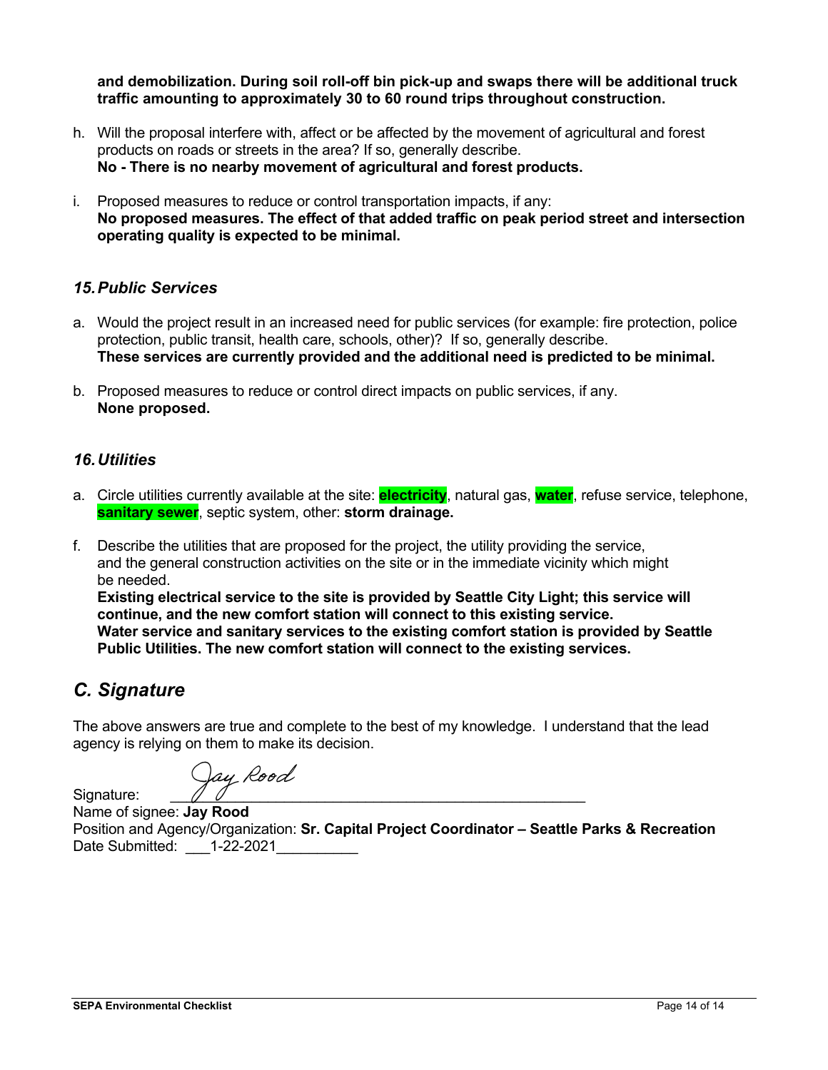**and demobilization. During soil roll-off bin pick-up and swaps there will be additional truck traffic amounting to approximately 30 to 60 round trips throughout construction.**

h. Will the proposal interfere with, affect or be affected by the movement of agricultural and forest products on roads or streets in the area? If so, generally describe.
**No - There is no nearby movement of agricultural and forest products.**

i. Proposed measures to reduce or control transportation impacts, if any:
**No proposed measures. The effect of that added traffic on peak period street and intersection operating quality is expected to be minimal.**

### *15. Public Services*

a. Would the project result in an increased need for public services (for example: fire protection, police protection, public transit, health care, schools, other)? If so, generally describe.
**These services are currently provided and the additional need is predicted to be minimal.**

b. Proposed measures to reduce or control direct impacts on public services, if any.
**None proposed.**

### *16. Utilities*

a. Circle utilities currently available at the site: **electricity**, natural gas, **water**, refuse service, telephone, **sanitary sewer**, septic system, other: **storm drainage.**

f. Describe the utilities that are proposed for the project, the utility providing the service, and the general construction activities on the site or in the immediate vicinity which might be needed.
**Existing electrical service to the site is provided by Seattle City Light; this service will continue, and the new comfort station will connect to this existing service.**
**Water service and sanitary services to the existing comfort station is provided by Seattle Public Utilities. The new comfort station will connect to the existing services.**

## *C. Signature*

The above answers are true and complete to the best of my knowledge. I understand that the lead agency is relying on them to make its decision.

Signature: Jay Rood
Name of signee: **Jay Rood**
Position and Agency/Organization: **Sr. Capital Project Coordinator – Seattle Parks & Recreation**
Date Submitted: 1-22-2021